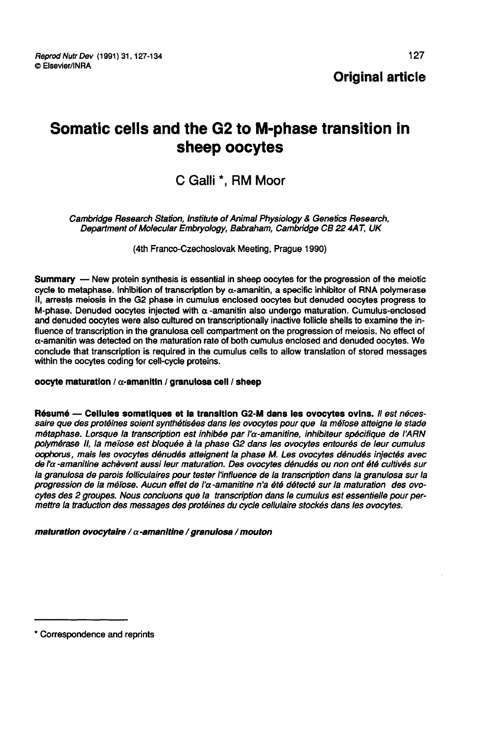Original article

# Somatic cells and the G2 to M-phase transition in sheep oocytes

C Galli *, RM Moor

*Cambridge Research Station, Institute of Animal Physiology & Genetics Research, Department of Molecular Embryology, Babraham, Cambridge CB 22 4AT, UK*

(4th Franco-Czechoslovak Meeting, Prague 1990)

**Summary** — New protein synthesis is essential in sheep oocytes for the progression of the meiotic cycle to metaphase. Inhibition of transcription by α-amanitin, a specific inhibitor of RNA polymerase II, arrests meiosis in the G2 phase in cumulus enclosed oocytes but denuded oocytes progress to M-phase. Denuded oocytes injected with α-amanitin also undergo maturation. Cumulus-enclosed and denuded oocytes were also cultured on transcriptionally inactive follicle shells to examine the influence of transcription in the granulosa cell compartment on the progression of meiosis. No effect of α-amanitin was detected on the maturation rate of both cumulus enclosed and denuded oocytes. We conclude that transcription is required in the cumulus cells to allow translation of stored messages within the oocytes coding for cell-cycle proteins.

**oocyte maturation / α-amanitin / granulosa cell / sheep**

**Résumé — Cellules somatiques et la transition G2-M dans les ovocytes ovins.** *Il est nécessaire que des protéines soient synthétisées dans les ovocytes pour que la méïose atteigne le stade métaphase. Lorsque la transcription est inhibée par l'α-amanitine, inhibiteur spécifique de l'ARN polymérase II, la meïose est bloquée à la phase G2 dans les ovocytes entourés de leur cumulus oophorus, mais les ovocytes dénudés atteignent la phase M. Les ovocytes dénudés injectés avec de l'α-amanitine achèvent aussi leur maturation. Des ovocytes dénudés ou non ont été cultivés sur la granulosa de parois folliculaires pour tester l'influence de la transcription dans la granulosa sur la progression de la méïose. Aucun effet de l'α-amanitine n'a été détecté sur la maturation des ovocytes des 2 groupes. Nous concluons que la transcription dans le cumulus est essentielle pour permettre la traduction des messages des protéines du cycle cellulaire stockés dans les ovocytes.*

***maturation ovocytaire / α-amanitine / granulosa / mouton***

* Correspondence and reprints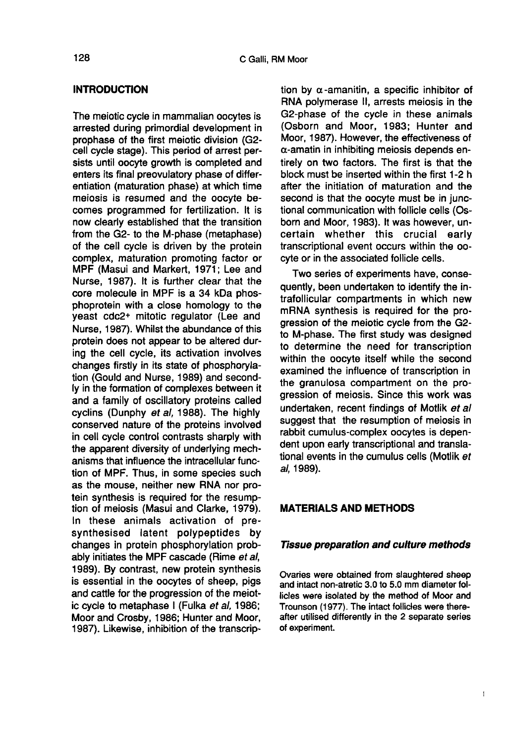## INTRODUCTION

The meiotic cycle in mammalian oocytes is arrested during primordial development in prophase of the first meiotic division (G2-cell cycle stage). This period of arrest persists until oocyte growth is completed and enters its final preovulatory phase of differentiation (maturation phase) at which time meiosis is resumed and the oocyte becomes programmed for fertilization. It is now clearly established that the transition from the G2- to the M-phase (metaphase) of the cell cycle is driven by the protein complex, maturation promoting factor or MPF (Masui and Markert, 1971; Lee and Nurse, 1987). It is further clear that the core molecule in MPF is a 34 kDa phosphoprotein with a close homology to the yeast cdc2+ mitotic regulator (Lee and Nurse, 1987). Whilst the abundance of this protein does not appear to be altered during the cell cycle, its activation involves changes firstly in its state of phosphorylation (Gould and Nurse, 1989) and secondly in the formation of complexes between it and a family of oscillatory proteins called cyclins (Dunphy *et al*, 1988). The highly conserved nature of the proteins involved in cell cycle control contrasts sharply with the apparent diversity of underlying mechanisms that influence the intracellular function of MPF. Thus, in some species such as the mouse, neither new RNA nor protein synthesis is required for the resumption of meiosis (Masui and Clarke, 1979). In these animals activation of presynthesised latent polypeptides by changes in protein phosphorylation probably initiates the MPF cascade (Rime *et al*, 1989). By contrast, new protein synthesis is essential in the oocytes of sheep, pigs and cattle for the progression of the meiotic cycle to metaphase I (Fulka *et al*, 1986; Moor and Crosby, 1986; Hunter and Moor, 1987). Likewise, inhibition of the transcription by α-amanitin, a specific inhibitor of RNA polymerase II, arrests meiosis in the G2-phase of the cycle in these animals (Osborn and Moor, 1983; Hunter and Moor, 1987). However, the effectiveness of α-amatin in inhibiting meiosis depends entirely on two factors. The first is that the block must be inserted within the first 1-2 h after the initiation of maturation and the second is that the oocyte must be in junctional communication with follicle cells (Osborn and Moor, 1983). It was however, uncertain whether this crucial early transcriptional event occurs within the oocyte or in the associated follicle cells.

Two series of experiments have, consequently, been undertaken to identify the intrafollicular compartments in which new mRNA synthesis is required for the progression of the meiotic cycle from the G2- to M-phase. The first study was designed to determine the need for transcription within the oocyte itself while the second examined the influence of transcription in the granulosa compartment on the progression of meiosis. Since this work was undertaken, recent findings of Motlik *et al* suggest that the resumption of meiosis in rabbit cumulus-complex oocytes is dependent upon early transcriptional and translational events in the cumulus cells (Motlik *et al*, 1989).

## MATERIALS AND METHODS

### *Tissue preparation and culture methods*

Ovaries were obtained from slaughtered sheep and intact non-atretic 3.0 to 5.0 mm diameter follicles were isolated by the method of Moor and Trounson (1977). The intact follicles were thereafter utilised differently in the 2 separate series of experiment.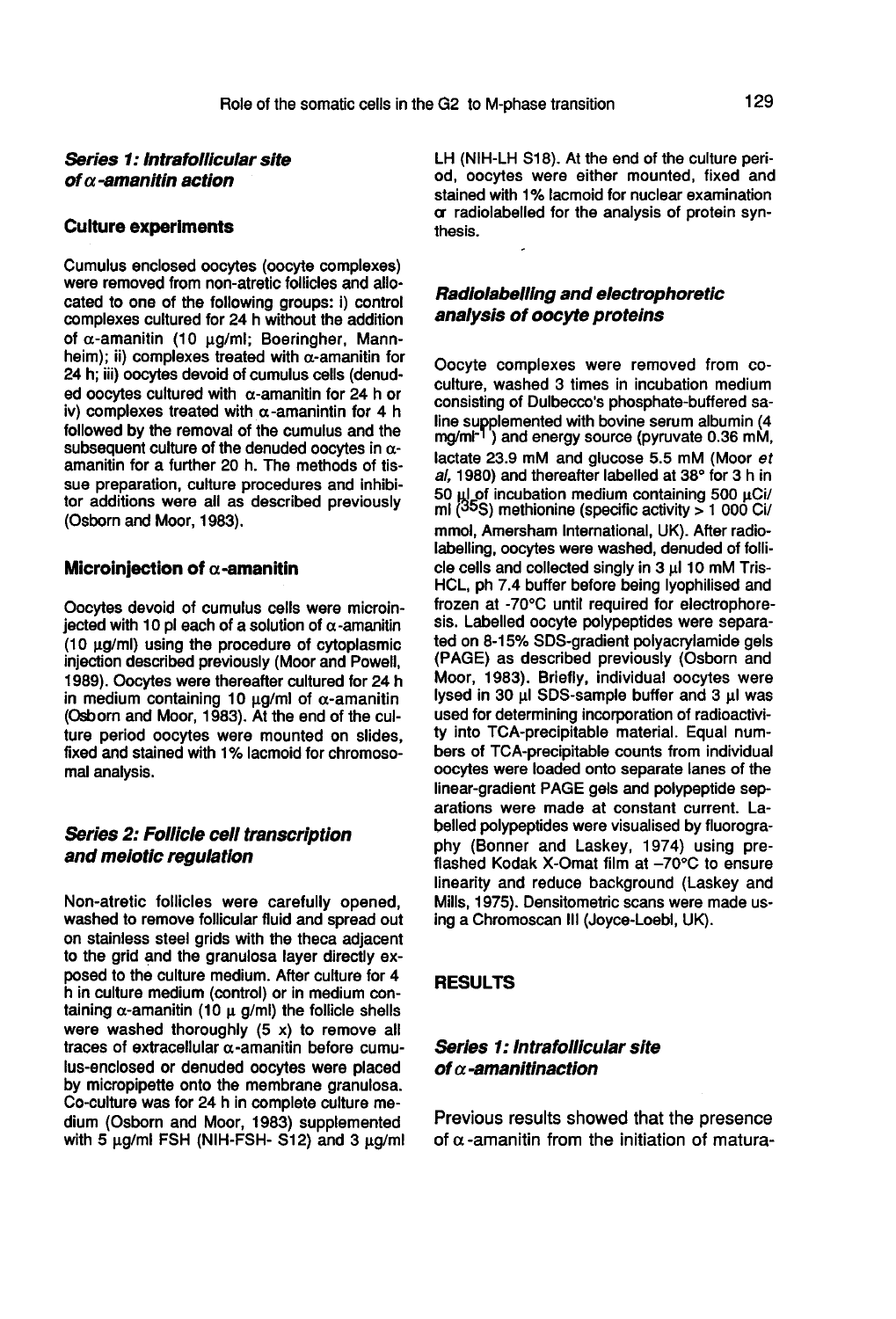### *Series 1: Intrafollicular site of α-amanitin action*

#### Culture experiments

Cumulus enclosed oocytes (oocyte complexes) were removed from non-atretic follicles and allocated to one of the following groups: i) control complexes cultured for 24 h without the addition of α-amanitin (10 μg/ml; Boeringher, Mannheim); ii) complexes treated with α-amanitin for 24 h; iii) oocytes devoid of cumulus cells (denuded oocytes cultured with α-amanitin for 24 h or iv) complexes treated with α-amanintin for 4 h followed by the removal of the cumulus and the subsequent culture of the denuded oocytes in α-amanitin for a further 20 h. The methods of tissue preparation, culture procedures and inhibitor additions were all as described previously (Osborn and Moor, 1983).

#### Microinjection of α-amanitin

Oocytes devoid of cumulus cells were microinjected with 10 pl each of a solution of α-amanitin (10 μg/ml) using the procedure of cytoplasmic injection described previously (Moor and Powell, 1989). Oocytes were thereafter cultured for 24 h in medium containing 10 μg/ml of α-amanitin (Osborn and Moor, 1983). At the end of the culture period oocytes were mounted on slides, fixed and stained with 1% lacmoid for chromosomal analysis.

### *Series 2: Follicle cell transcription and meiotic regulation*

Non-atretic follicles were carefully opened, washed to remove follicular fluid and spread out on stainless steel grids with the theca adjacent to the grid and the granulosa layer directly exposed to the culture medium. After culture for 4 h in culture medium (control) or in medium containing α-amanitin (10 μ g/ml) the follicle shells were washed thoroughly (5 x) to remove all traces of extracellular α-amanitin before cumulus-enclosed or denuded oocytes were placed by micropipette onto the membrane granulosa. Co-culture was for 24 h in complete culture medium (Osborn and Moor, 1983) supplemented with 5 μg/ml FSH (NIH-FSH- S12) and 3 μg/ml LH (NIH-LH S18). At the end of the culture period, oocytes were either mounted, fixed and stained with 1% lacmoid for nuclear examination or radiolabelled for the analysis of protein synthesis.

### *Radiolabelling and electrophoretic analysis of oocyte proteins*

Oocyte complexes were removed from co-culture, washed 3 times in incubation medium consisting of Dulbecco's phosphate-buffered saline supplemented with bovine serum albumin (4 mg/ml$^{-1}$) and energy source (pyruvate 0.36 mM, lactate 23.9 mM and glucose 5.5 mM (Moor *et al*, 1980) and thereafter labelled at 38° for 3 h in 50 μl of incubation medium containing 500 μCi/ml ($^{35}$S) methionine (specific activity > 1 000 Ci/mmol, Amersham International, UK). After radiolabelling, oocytes were washed, denuded of follicle cells and collected singly in 3 μl 10 mM Tris-HCL, ph 7.4 buffer before being lyophilised and frozen at -70°C until required for electrophoresis. Labelled oocyte polypeptides were separated on 8-15% SDS-gradient polyacrylamide gels (PAGE) as described previously (Osborn and Moor, 1983). Briefly, individual oocytes were lysed in 30 μl SDS-sample buffer and 3 μl was used for determining incorporation of radioactivity into TCA-precipitable material. Equal numbers of TCA-precipitable counts from individual oocytes were loaded onto separate lanes of the linear-gradient PAGE gels and polypeptide separations were made at constant current. Labelled polypeptides were visualised by fluorography (Bonner and Laskey, 1974) using preflashed Kodak X-Omat film at –70°C to ensure linearity and reduce background (Laskey and Mills, 1975). Densitometric scans were made using a Chromoscan III (Joyce-Loebl, UK).

## RESULTS

### *Series 1: Intrafollicular site of α-amanitinaction*

Previous results showed that the presence of α-amanitin from the initiation of matura-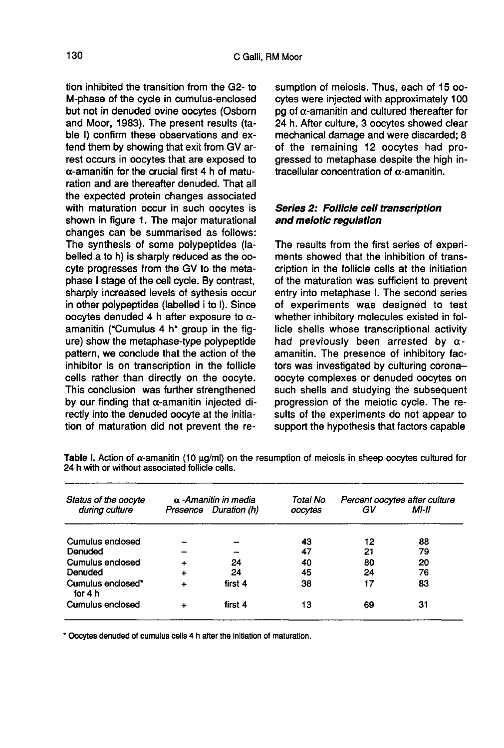tion inhibited the transition from the G2- to M-phase of the cycle in cumulus-enclosed but not in denuded ovine oocytes (Osborn and Moor, 1983). The present results (table I) confirm these observations and extend them by showing that exit from GV arrest occurs in oocytes that are exposed to α-amanitin for the crucial first 4 h of maturation and are thereafter denuded. That all the expected protein changes associated with maturation occur in such oocytes is shown in figure 1. The major maturational changes can be summarised as follows: The synthesis of some polypeptides (labelled a to h) is sharply reduced as the oocyte progresses from the GV to the metaphase I stage of the cell cycle. By contrast, sharply increased levels of sythesis occur in other polypeptides (labelled i to l). Since oocytes denuded 4 h after exposure to α-amanitin ("Cumulus 4 h" group in the figure) show the metaphase-type polypeptide pattern, we conclude that the action of the inhibitor is on transcription in the follicle cells rather than directly on the oocyte. This conclusion was further strengthened by our finding that α-amanitin injected directly into the denuded oocyte at the initiation of maturation did not prevent the resumption of meiosis. Thus, each of 15 oocytes were injected with approximately 100 pg of α-amanitin and cultured thereafter for 24 h. After culture, 3 oocytes showed clear mechanical damage and were discarded; 8 of the remaining 12 oocytes had progressed to metaphase despite the high intracellular concentration of α-amanitin.

### *Series 2: Follicle cell transcription and meiotic regulation*

The results from the first series of experiments showed that the inhibition of transcription in the follicle cells at the initiation of the maturation was sufficient to prevent entry into metaphase I. The second series of experiments was designed to test whether inhibitory molecules existed in follicle shells whose transcriptional activity had previously been arrested by α-amanitin. The presence of inhibitory factors was investigated by culturing corona–oocyte complexes or denuded oocytes on such shells and studying the subsequent progression of the meiotic cycle. The results of the experiments do not appear to support the hypothesis that factors capable

**Table I.** Action of α-amanitin (10 μg/ml) on the resumption of meiosis in sheep oocytes cultured for 24 h with or without associated follicle cells.

| Status of the oocyte during culture | α-Amanitin in media: Presence | α-Amanitin in media: Duration (h) | Total No oocytes | Percent oocytes after culture: GV | Percent oocytes after culture: MI-II |
|---|---|---|---|---|---|
| Cumulus enclosed | – | – | 43 | 12 | 88 |
| Denuded | – | – | 47 | 21 | 79 |
| Cumulus enclosed | + | 24 | 40 | 80 | 20 |
| Denuded | + | 24 | 45 | 24 | 76 |
| Cumulus enclosed* for 4 h | + | first 4 | 38 | 17 | 83 |
| Cumulus enclosed | + | first 4 | 13 | 69 | 31 |

* Oocytes denuded of cumulus cells 4 h after the initiation of maturation.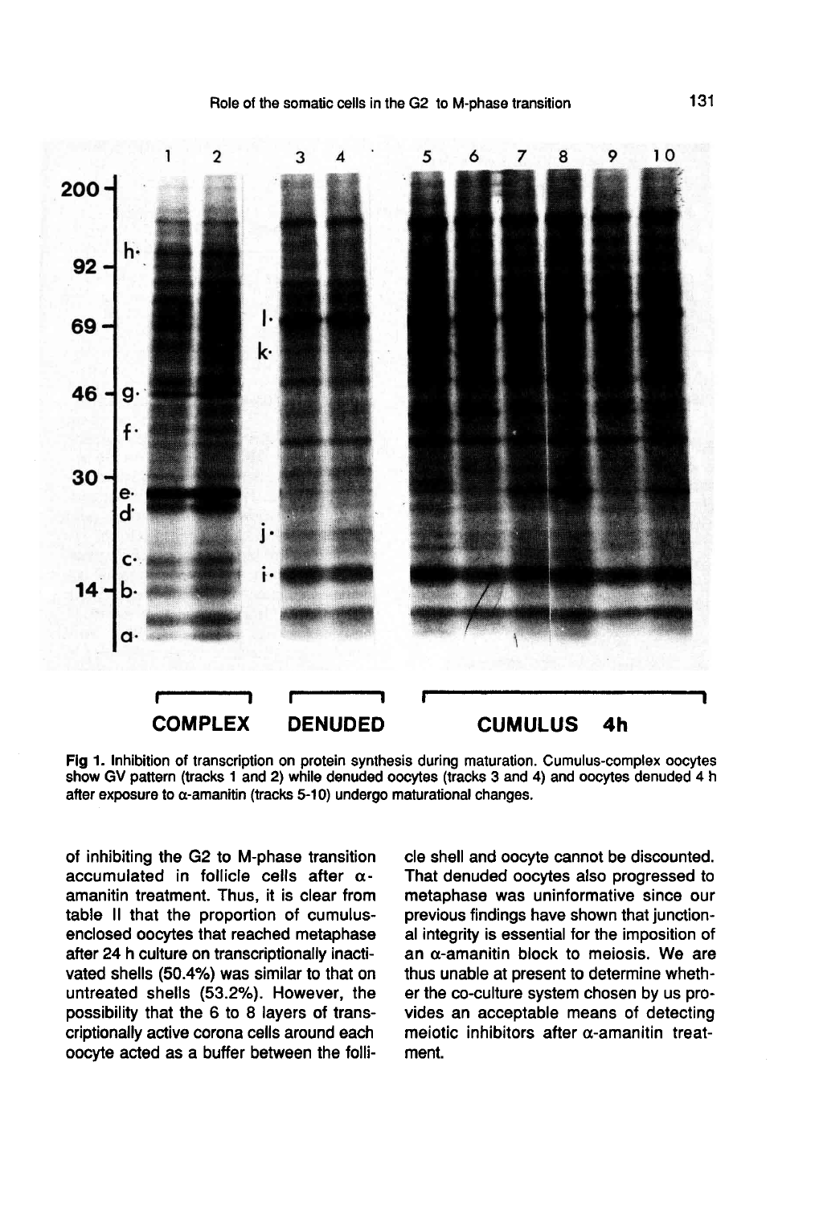Fig 1. Inhibition of transcription on protein synthesis during maturation. Cumulus-complex oocytes show GV pattern (tracks 1 and 2) while denuded oocytes (tracks 3 and 4) and oocytes denuded 4 h after exposure to α-amanitin (tracks 5-10) undergo maturational changes.

of inhibiting the G2 to M-phase transition accumulated in follicle cells after α-amanitin treatment. Thus, it is clear from table II that the proportion of cumulus-enclosed oocytes that reached metaphase after 24 h culture on transcriptionally inactivated shells (50.4%) was similar to that on untreated shells (53.2%). However, the possibility that the 6 to 8 layers of transcriptionally active corona cells around each oocyte acted as a buffer between the follicle shell and oocyte cannot be discounted. That denuded oocytes also progressed to metaphase was uninformative since our previous findings have shown that junctional integrity is essential for the imposition of an α-amanitin block to meiosis. We are thus unable at present to determine whether the co-culture system chosen by us provides an acceptable means of detecting meiotic inhibitors after α-amanitin treatment.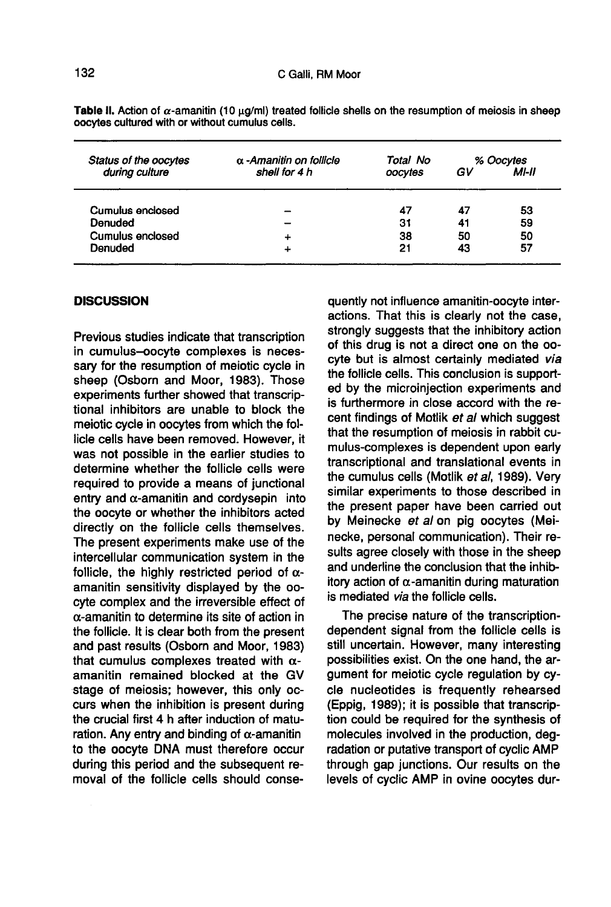**Table II.** Action of α-amanitin (10 μg/ml) treated follicle shells on the resumption of meiosis in sheep oocytes cultured with or without cumulus cells.

| *Status of the oocytes during culture* | *α-Amanitin on follicle shell for 4 h* | *Total No oocytes* | *% Oocytes* | |
|---|---|---|---|---|
| | | | *GV* | *MI-II* |
| Cumulus enclosed | – | 47 | 47 | 53 |
| Denuded | – | 31 | 41 | 59 |
| Cumulus enclosed | + | 38 | 50 | 50 |
| Denuded | + | 21 | 43 | 57 |

## DISCUSSION

Previous studies indicate that transcription in cumulus–oocyte complexes is necessary for the resumption of meiotic cycle in sheep (Osborn and Moor, 1983). Those experiments further showed that transcriptional inhibitors are unable to block the meiotic cycle in oocytes from which the follicle cells have been removed. However, it was not possible in the earlier studies to determine whether the follicle cells were required to provide a means of junctional entry and α-amanitin and cordysepin into the oocyte or whether the inhibitors acted directly on the follicle cells themselves. The present experiments make use of the intercellular communication system in the follicle, the highly restricted period of α-amanitin sensitivity displayed by the oocyte complex and the irreversible effect of α-amanitin to determine its site of action in the follicle. It is clear both from the present and past results (Osborn and Moor, 1983) that cumulus complexes treated with α-amanitin remained blocked at the GV stage of meiosis; however, this only occurs when the inhibition is present during the crucial first 4 h after induction of maturation. Any entry and binding of α-amanitin to the oocyte DNA must therefore occur during this period and the subsequent removal of the follicle cells should consequently not influence amanitin-oocyte interactions. That this is clearly not the case, strongly suggests that the inhibitory action of this drug is not a direct one on the oocyte but is almost certainly mediated *via* the follicle cells. This conclusion is supported by the microinjection experiments and is furthermore in close accord with the recent findings of Motlik *et al* which suggest that the resumption of meiosis in rabbit cumulus-complexes is dependent upon early transcriptional and translational events in the cumulus cells (Motlik *et al*, 1989). Very similar experiments to those described in the present paper have been carried out by Meinecke *et al* on pig oocytes (Meinecke, personal communication). Their results agree closely with those in the sheep and underline the conclusion that the inhibitory action of α-amanitin during maturation is mediated *via* the follicle cells.

The precise nature of the transcription-dependent signal from the follicle cells is still uncertain. However, many interesting possibilities exist. On the one hand, the argument for meiotic cycle regulation by cycle nucleotides is frequently rehearsed (Eppig, 1989); it is possible that transcription could be required for the synthesis of molecules involved in the production, degradation or putative transport of cyclic AMP through gap junctions. Our results on the levels of cyclic AMP in ovine oocytes dur-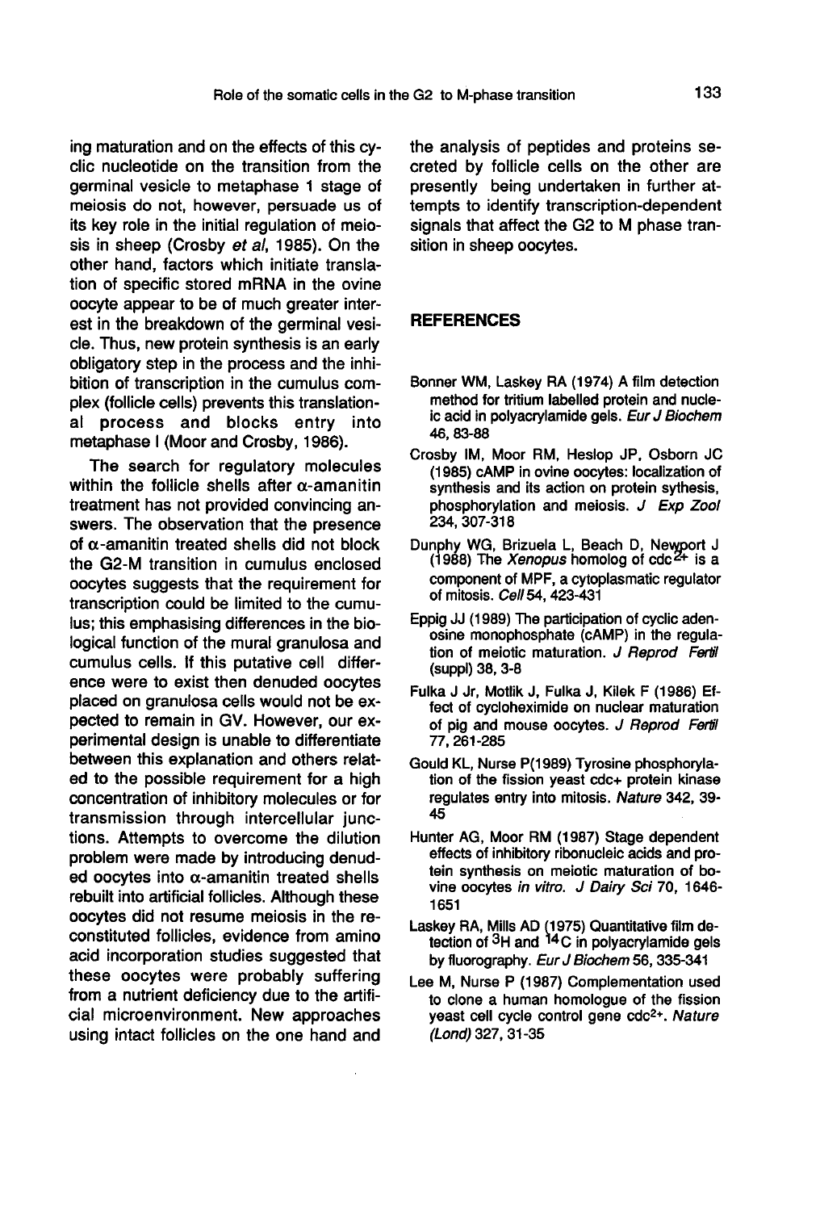ing maturation and on the effects of this cyclic nucleotide on the transition from the germinal vesicle to metaphase 1 stage of meiosis do not, however, persuade us of its key role in the initial regulation of meiosis in sheep (Crosby *et al*, 1985). On the other hand, factors which initiate translation of specific stored mRNA in the ovine oocyte appear to be of much greater interest in the breakdown of the germinal vesicle. Thus, new protein synthesis is an early obligatory step in the process and the inhibition of transcription in the cumulus complex (follicle cells) prevents this translational process and blocks entry into metaphase I (Moor and Crosby, 1986).

The search for regulatory molecules within the follicle shells after α-amanitin treatment has not provided convincing answers. The observation that the presence of α-amanitin treated shells did not block the G2-M transition in cumulus enclosed oocytes suggests that the requirement for transcription could be limited to the cumulus; this emphasising differences in the biological function of the mural granulosa and cumulus cells. If this putative cell difference were to exist then denuded oocytes placed on granulosa cells would not be expected to remain in GV. However, our experimental design is unable to differentiate between this explanation and others related to the possible requirement for a high concentration of inhibitory molecules or for transmission through intercellular junctions. Attempts to overcome the dilution problem were made by introducing denuded oocytes into α-amanitin treated shells rebuilt into artificial follicles. Although these oocytes did not resume meiosis in the reconstituted follicles, evidence from amino acid incorporation studies suggested that these oocytes were probably suffering from a nutrient deficiency due to the artificial microenvironment. New approaches using intact follicles on the one hand and the analysis of peptides and proteins secreted by follicle cells on the other are presently being undertaken in further attempts to identify transcription-dependent signals that affect the G2 to M phase transition in sheep oocytes.

## REFERENCES

Bonner WM, Laskey RA (1974) A film detection method for tritium labelled protein and nucleic acid in polyacrylamide gels. *Eur J Biochem* 46, 83-88

Crosby IM, Moor RM, Heslop JP, Osborn JC (1985) cAMP in ovine oocytes: localization of synthesis and its action on protein sythesis, phosphorylation and meiosis. *J Exp Zool* 234, 307-318

Dunphy WG, Brizuela L, Beach D, Newport J (1988) The *Xenopus* homolog of cdc2+ is a component of MPF, a cytoplasmatic regulator of mitosis. *Cell* 54, 423-431

Eppig JJ (1989) The participation of cyclic adenosine monophosphate (cAMP) in the regulation of meiotic maturation. *J Reprod Fertil* (suppl) 38, 3-8

Fulka J Jr, Motlik J, Fulka J, Kilek F (1986) Effect of cycloheximide on nuclear maturation of pig and mouse oocytes. *J Reprod Fertil* 77, 261-285

Gould KL, Nurse P(1989) Tyrosine phosphorylation of the fission yeast cdc+ protein kinase regulates entry into mitosis. *Nature* 342, 39-45

Hunter AG, Moor RM (1987) Stage dependent effects of inhibitory ribonucleic acids and protein synthesis on meiotic maturation of bovine oocytes *in vitro*. *J Dairy Sci* 70, 1646-1651

Laskey RA, Mills AD (1975) Quantitative film detection of $^{3}H$ and $^{14}C$ in polyacrylamide gels by fluorography. *Eur J Biochem* 56, 335-341

Lee M, Nurse P (1987) Complementation used to clone a human homologue of the fission yeast cell cycle control gene cdc2+. *Nature (Lond)* 327, 31-35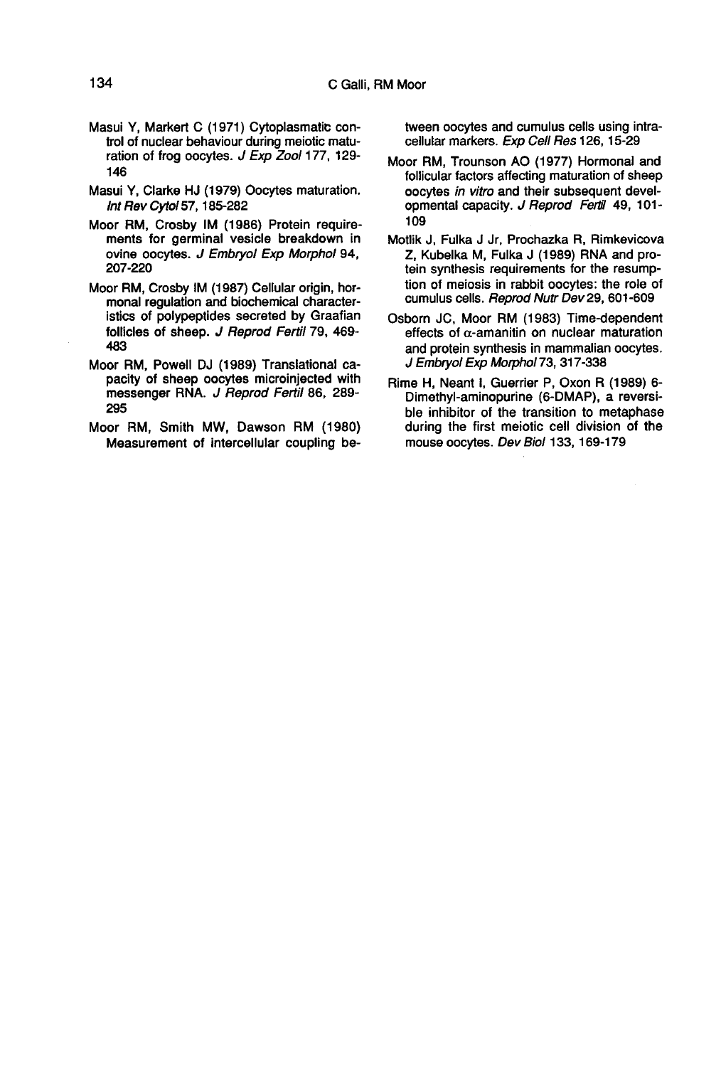Masui Y, Markert C (1971) Cytoplasmatic control of nuclear behaviour during meiotic maturation of frog oocytes. *J Exp Zool* 177, 129-146

Masui Y, Clarke HJ (1979) Oocytes maturation. *Int Rev Cytol* 57, 185-282

Moor RM, Crosby IM (1986) Protein requirements for germinal vesicle breakdown in ovine oocytes. *J Embryol Exp Morphol* 94, 207-220

Moor RM, Crosby IM (1987) Cellular origin, hormonal regulation and biochemical characteristics of polypeptides secreted by Graafian follicles of sheep. *J Reprod Fertil* 79, 469-483

Moor RM, Powell DJ (1989) Translational capacity of sheep oocytes microinjected with messenger RNA. *J Reprod Fertil* 86, 289-295

Moor RM, Smith MW, Dawson RM (1980) Measurement of intercellular coupling between oocytes and cumulus cells using intracellular markers. *Exp Cell Res* 126, 15-29

Moor RM, Trounson AO (1977) Hormonal and follicular factors affecting maturation of sheep oocytes *in vitro* and their subsequent developmental capacity. *J Reprod Fertil* 49, 101-109

Motlik J, Fulka J Jr, Prochazka R, Rimkevicova Z, Kubelka M, Fulka J (1989) RNA and protein synthesis requirements for the resumption of meiosis in rabbit oocytes: the role of cumulus cells. *Reprod Nutr Dev* 29, 601-609

Osborn JC, Moor RM (1983) Time-dependent effects of α-amanitin on nuclear maturation and protein synthesis in mammalian oocytes. *J Embryol Exp Morphol* 73, 317-338

Rime H, Neant I, Guerrier P, Oxon R (1989) 6-Dimethyl-aminopurine (6-DMAP), a reversible inhibitor of the transition to metaphase during the first meiotic cell division of the mouse oocytes. *Dev Biol* 133, 169-179